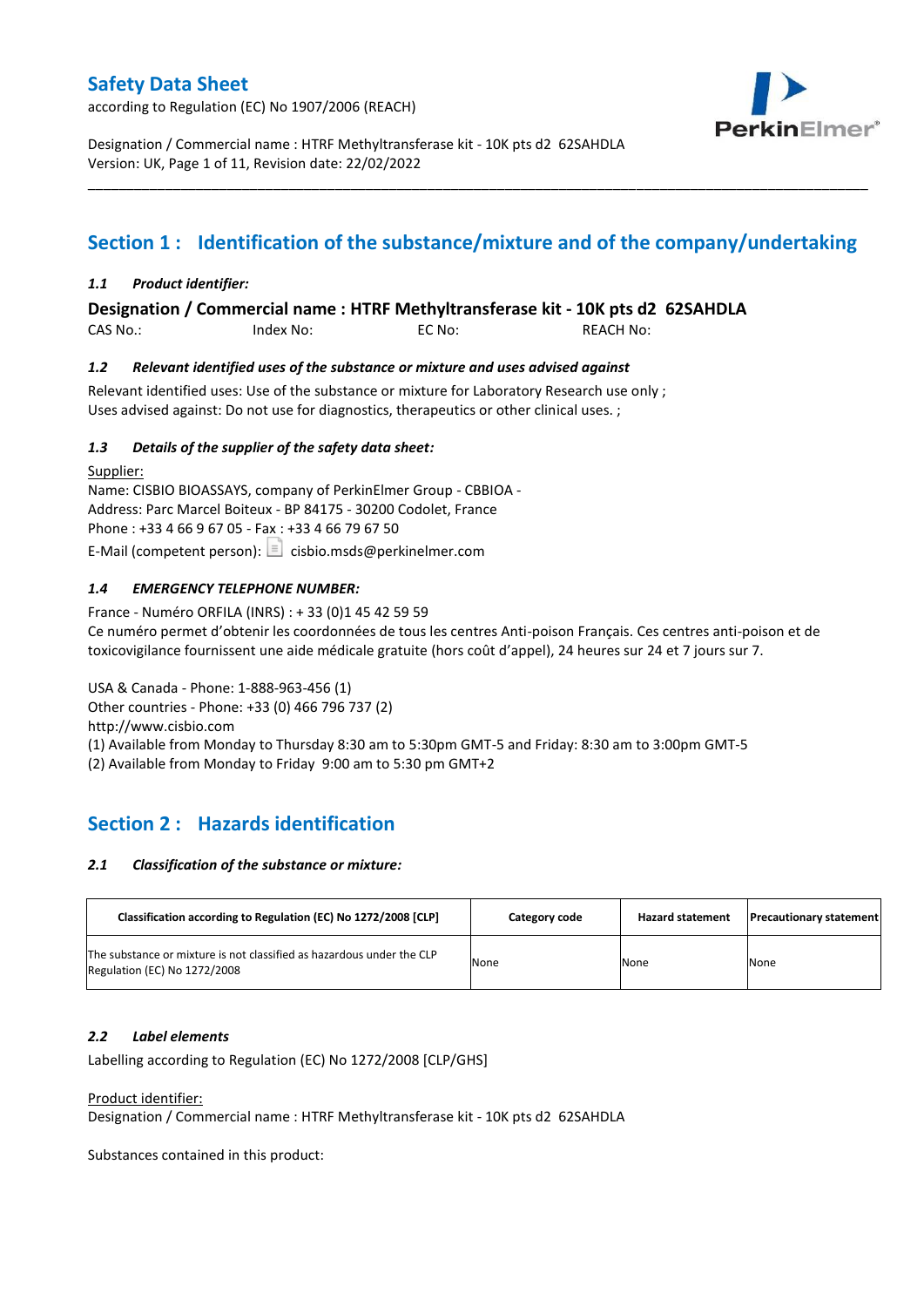# Safety Data Sheet

according to Regulation (EC) No 1907/2006 (REACH)

Designation / Commercial name : HTRF Methyltransferase kit - 10K pts d2 62SAHDLA
Version: UK, Page 1 of 11, Revision date: 22/02/2022

## Section 1 : Identification of the substance/mixture and of the company/undertaking

### *1.1 Product identifier:*

**Designation / Commercial name : HTRF Methyltransferase kit - 10K pts d2 62SAHDLA**

CAS No.: Index No: EC No: REACH No:

### *1.2 Relevant identified uses of the substance or mixture and uses advised against*

Relevant identified uses: Use of the substance or mixture for Laboratory Research use only ;
Uses advised against: Do not use for diagnostics, therapeutics or other clinical uses. ;

### *1.3 Details of the supplier of the safety data sheet:*

Supplier:
Name: CISBIO BIOASSAYS, company of PerkinElmer Group - CBBIOA -
Address: Parc Marcel Boiteux - BP 84175 - 30200 Codolet, France
Phone : +33 4 66 9 67 05 - Fax : +33 4 66 79 67 50
E-Mail (competent person): cisbio.msds@perkinelmer.com

### *1.4 EMERGENCY TELEPHONE NUMBER:*

France - Numéro ORFILA (INRS) : + 33 (0)1 45 42 59 59
Ce numéro permet d'obtenir les coordonnées de tous les centres Anti-poison Français. Ces centres anti-poison et de toxicovigilance fournissent une aide médicale gratuite (hors coût d'appel), 24 heures sur 24 et 7 jours sur 7.

USA & Canada - Phone: 1-888-963-456 (1)
Other countries - Phone: +33 (0) 466 796 737 (2)
http://www.cisbio.com
(1) Available from Monday to Thursday 8:30 am to 5:30pm GMT-5 and Friday: 8:30 am to 3:00pm GMT-5
(2) Available from Monday to Friday 9:00 am to 5:30 pm GMT+2

## Section 2 : Hazards identification

### *2.1 Classification of the substance or mixture:*

| Classification according to Regulation (EC) No 1272/2008 [CLP] | Category code | Hazard statement | Precautionary statement |
|---|---|---|---|
| The substance or mixture is not classified as hazardous under the CLP Regulation (EC) No 1272/2008 | None | None | None |

### *2.2 Label elements*

Labelling according to Regulation (EC) No 1272/2008 [CLP/GHS]

Product identifier:
Designation / Commercial name : HTRF Methyltransferase kit - 10K pts d2 62SAHDLA

Substances contained in this product: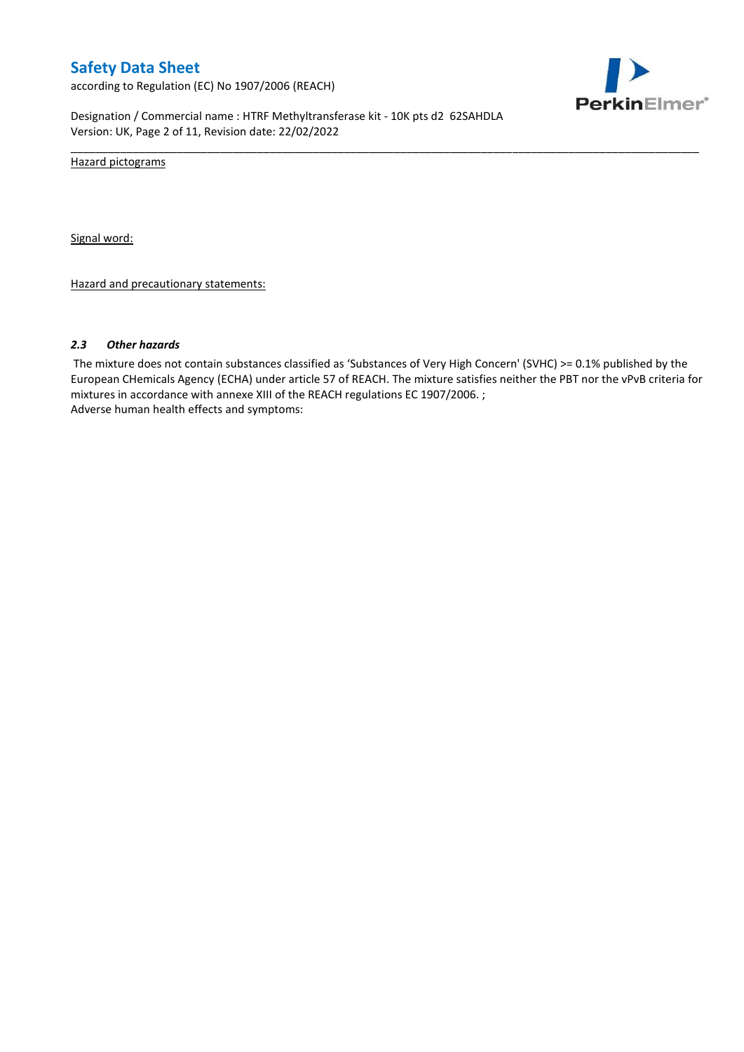Hazard pictograms

Signal word:

Hazard and precautionary statements:

### *2.3 Other hazards*

The mixture does not contain substances classified as 'Substances of Very High Concern' (SVHC) >= 0.1% published by the European CHemicals Agency (ECHA) under article 57 of REACH. The mixture satisfies neither the PBT nor the vPvB criteria for mixtures in accordance with annexe XIII of the REACH regulations EC 1907/2006. ;
Adverse human health effects and symptoms: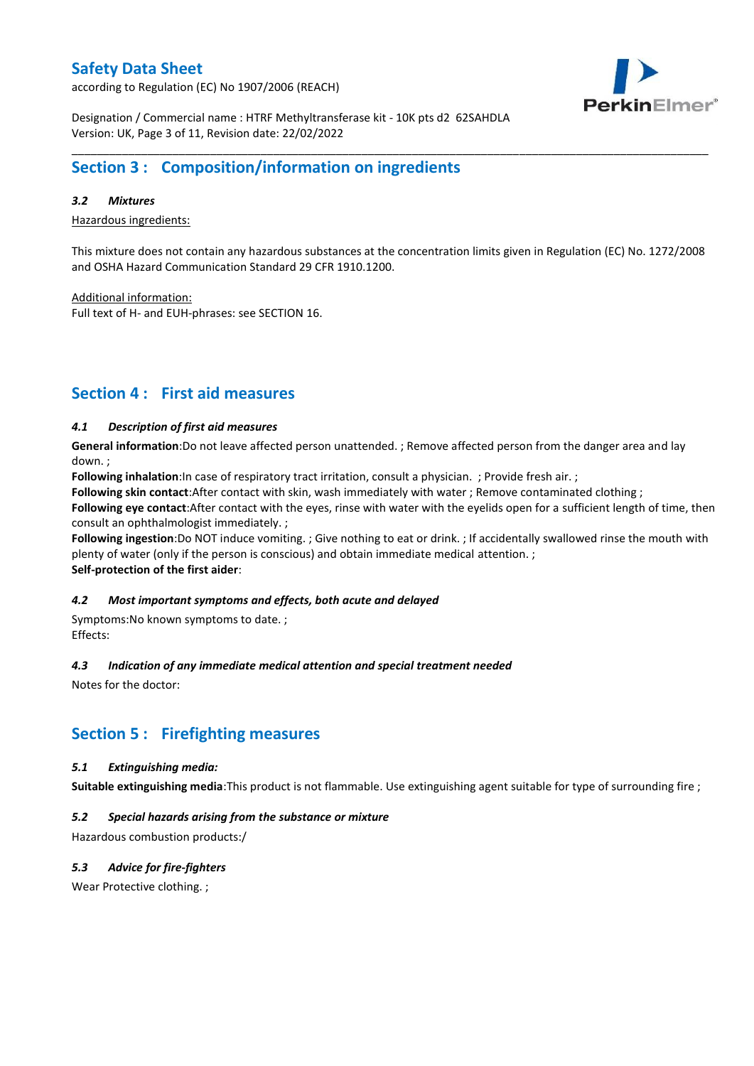## Section 3 : Composition/information on ingredients

### 3.2 *Mixtures*

Hazardous ingredients:

This mixture does not contain any hazardous substances at the concentration limits given in Regulation (EC) No. 1272/2008 and OSHA Hazard Communication Standard 29 CFR 1910.1200.

Additional information:
Full text of H- and EUH-phrases: see SECTION 16.

## Section 4 : First aid measures

### 4.1 *Description of first aid measures*

**General information**:Do not leave affected person unattended. ; Remove affected person from the danger area and lay down. ;
**Following inhalation**:In case of respiratory tract irritation, consult a physician. ; Provide fresh air. ;
**Following skin contact**:After contact with skin, wash immediately with water ; Remove contaminated clothing ;
**Following eye contact**:After contact with the eyes, rinse with water with the eyelids open for a sufficient length of time, then consult an ophthalmologist immediately. ;
**Following ingestion**:Do NOT induce vomiting. ; Give nothing to eat or drink. ; If accidentally swallowed rinse the mouth with plenty of water (only if the person is conscious) and obtain immediate medical attention. ;
**Self-protection of the first aider**:

### 4.2 *Most important symptoms and effects, both acute and delayed*

Symptoms:No known symptoms to date. ;
Effects:

### 4.3 *Indication of any immediate medical attention and special treatment needed*

Notes for the doctor:

## Section 5 : Firefighting measures

### 5.1 *Extinguishing media:*

**Suitable extinguishing media**:This product is not flammable. Use extinguishing agent suitable for type of surrounding fire ;

### 5.2 *Special hazards arising from the substance or mixture*

Hazardous combustion products:/

### 5.3 *Advice for fire-fighters*

Wear Protective clothing. ;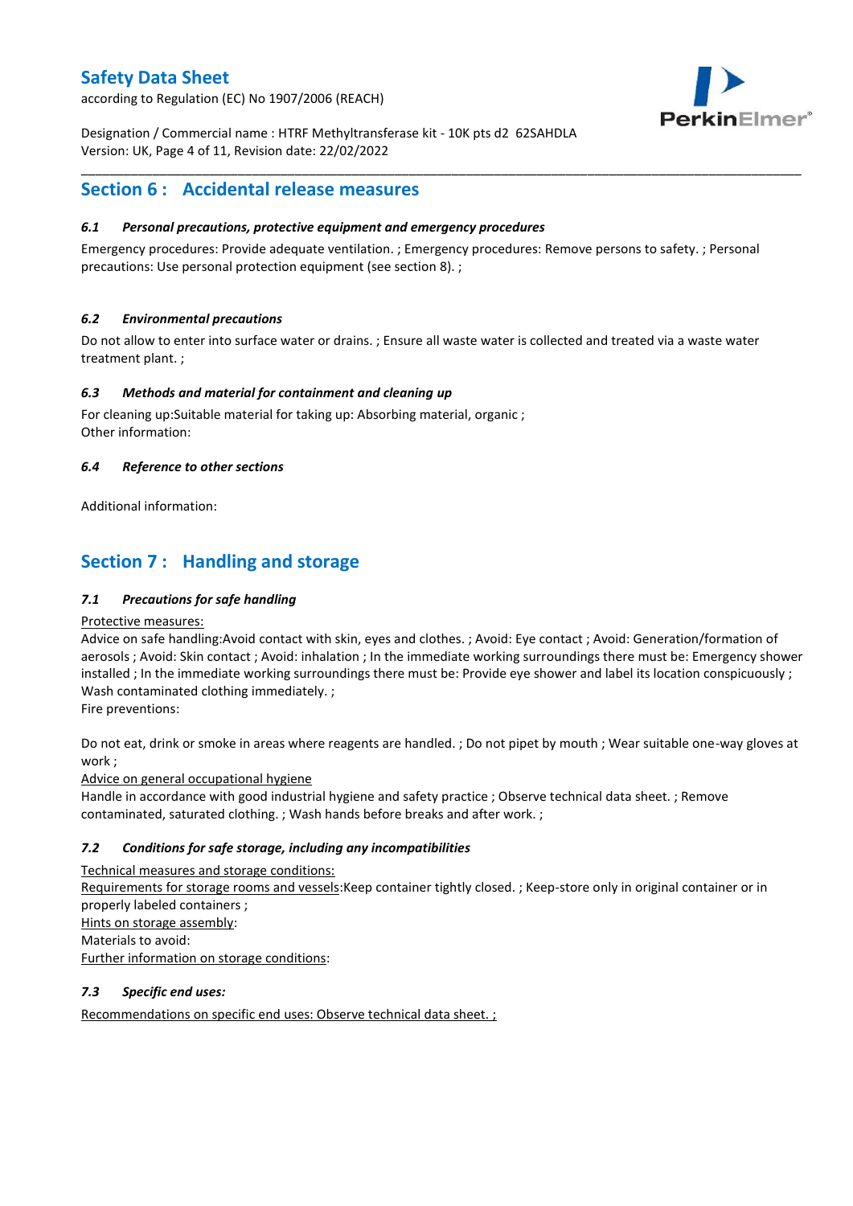## Section 6 : Accidental release measures

### *6.1 Personal precautions, protective equipment and emergency procedures*

Emergency procedures: Provide adequate ventilation. ; Emergency procedures: Remove persons to safety. ; Personal precautions: Use personal protection equipment (see section 8). ;

### *6.2 Environmental precautions*

Do not allow to enter into surface water or drains. ; Ensure all waste water is collected and treated via a waste water treatment plant. ;

### *6.3 Methods and material for containment and cleaning up*

For cleaning up:Suitable material for taking up: Absorbing material, organic ;
Other information:

### *6.4 Reference to other sections*

Additional information:

## Section 7 : Handling and storage

### *7.1 Precautions for safe handling*

Protective measures:
Advice on safe handling:Avoid contact with skin, eyes and clothes. ; Avoid: Eye contact ; Avoid: Generation/formation of aerosols ; Avoid: Skin contact ; Avoid: inhalation ; In the immediate working surroundings there must be: Emergency shower installed ; In the immediate working surroundings there must be: Provide eye shower and label its location conspicuously ; Wash contaminated clothing immediately. ;
Fire preventions:

Do not eat, drink or smoke in areas where reagents are handled. ; Do not pipet by mouth ; Wear suitable one-way gloves at work ;
Advice on general occupational hygiene
Handle in accordance with good industrial hygiene and safety practice ; Observe technical data sheet. ; Remove contaminated, saturated clothing. ; Wash hands before breaks and after work. ;

### *7.2 Conditions for safe storage, including any incompatibilities*

Technical measures and storage conditions:
Requirements for storage rooms and vessels:Keep container tightly closed. ; Keep-store only in original container or in properly labeled containers ;
Hints on storage assembly:
Materials to avoid:
Further information on storage conditions:

### *7.3 Specific end uses:*

Recommendations on specific end uses: Observe technical data sheet. ;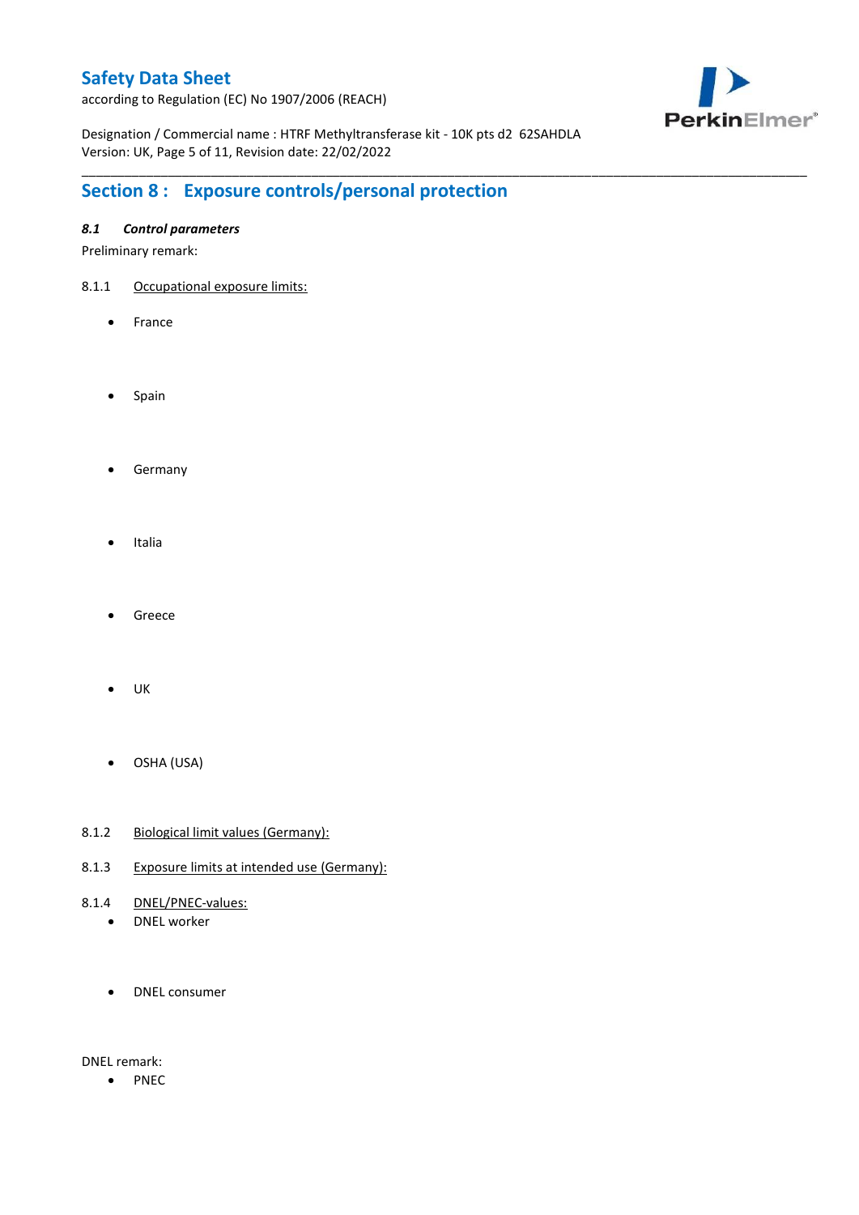## Section 8 : Exposure controls/personal protection

### *8.1 Control parameters*

Preliminary remark:

8.1.1 Occupational exposure limits:

- France
- Spain
- Germany
- Italia
- Greece
- UK
- OSHA (USA)

8.1.2 Biological limit values (Germany):

8.1.3 Exposure limits at intended use (Germany):

8.1.4 DNEL/PNEC-values:

- DNEL worker
- DNEL consumer

DNEL remark:

- PNEC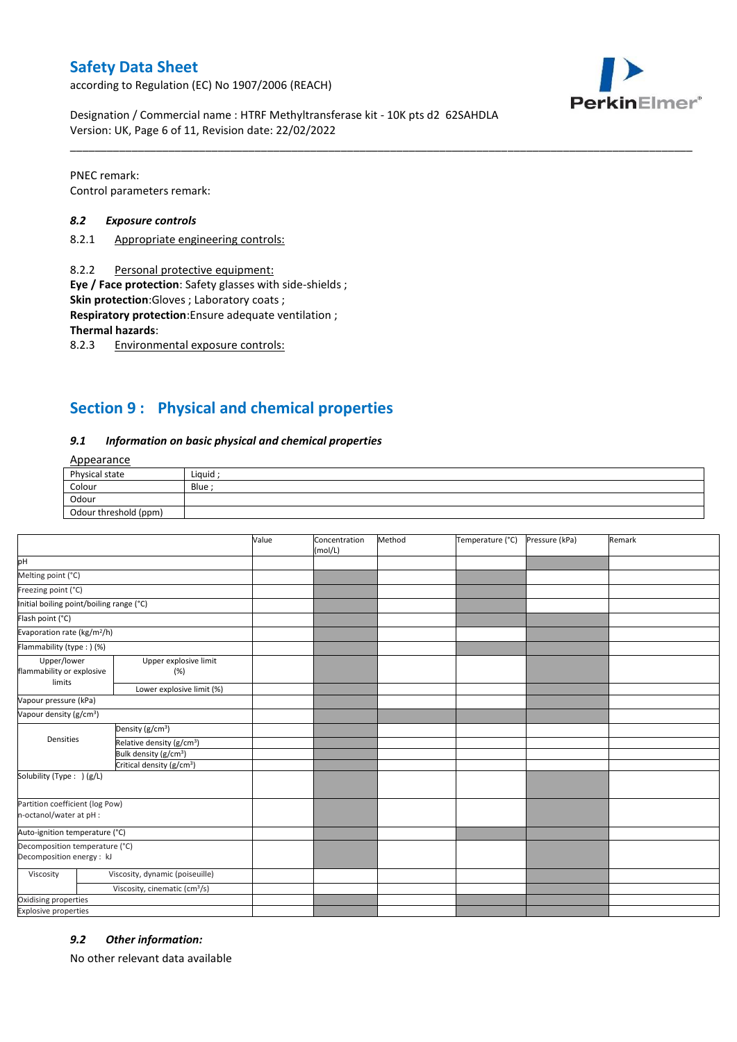PNEC remark:
Control parameters remark:

### 8.2 Exposure controls

8.2.1 Appropriate engineering controls:

8.2.2 Personal protective equipment:

**Eye / Face protection**: Safety glasses with side-shields ;
**Skin protection**:Gloves ; Laboratory coats ;
**Respiratory protection**:Ensure adequate ventilation ;
**Thermal hazards**:

8.2.3 Environmental exposure controls:

## Section 9 : Physical and chemical properties

### 9.1 Information on basic physical and chemical properties

Appearance

| | |
|---|---|
| Physical state | Liquid ; |
| Colour | Blue ; |
| Odour | |
| Odour threshold (ppm) | |

| | | Value | Concentration (mol/L) | Method | Temperature (°C) | Pressure (kPa) | Remark |
|---|---|---|---|---|---|---|---|
| pH | | | | | | | |
| Melting point (°C) | | | | | | | |
| Freezing point (°C) | | | | | | | |
| Initial boiling point/boiling range (°C) | | | | | | | |
| Flash point (°C) | | | | | | | |
| Evaporation rate ($kg/m^2/h$) | | | | | | | |
| Flammability (type : ) (%) | | | | | | | |
| Upper/lower flammability or explosive limits | Upper explosive limit (%) | | | | | | |
| | Lower explosive limit (%) | | | | | | |
| Vapour pressure (kPa) | | | | | | | |
| Vapour density ($g/cm^3$) | | | | | | | |
| Densities | Density ($g/cm^3$) | | | | | | |
| | Relative density ($g/cm^3$) | | | | | | |
| | Bulk density ($g/cm^3$) | | | | | | |
| | Critical density ($g/cm^3$) | | | | | | |
| Solubility (Type : ) (g/L) | | | | | | | |
| Partition coefficient (log Pow) n-octanol/water at pH : | | | | | | | |
| Auto-ignition temperature (°C) | | | | | | | |
| Decomposition temperature (°C) Decomposition energy : kJ | | | | | | | |
| Viscosity | Viscosity, dynamic (poiseuille) | | | | | | |
| | Viscosity, cinematic ($cm^3/s$) | | | | | | |
| Oxidising properties | | | | | | | |
| Explosive properties | | | | | | | |

### 9.2 Other information:

No other relevant data available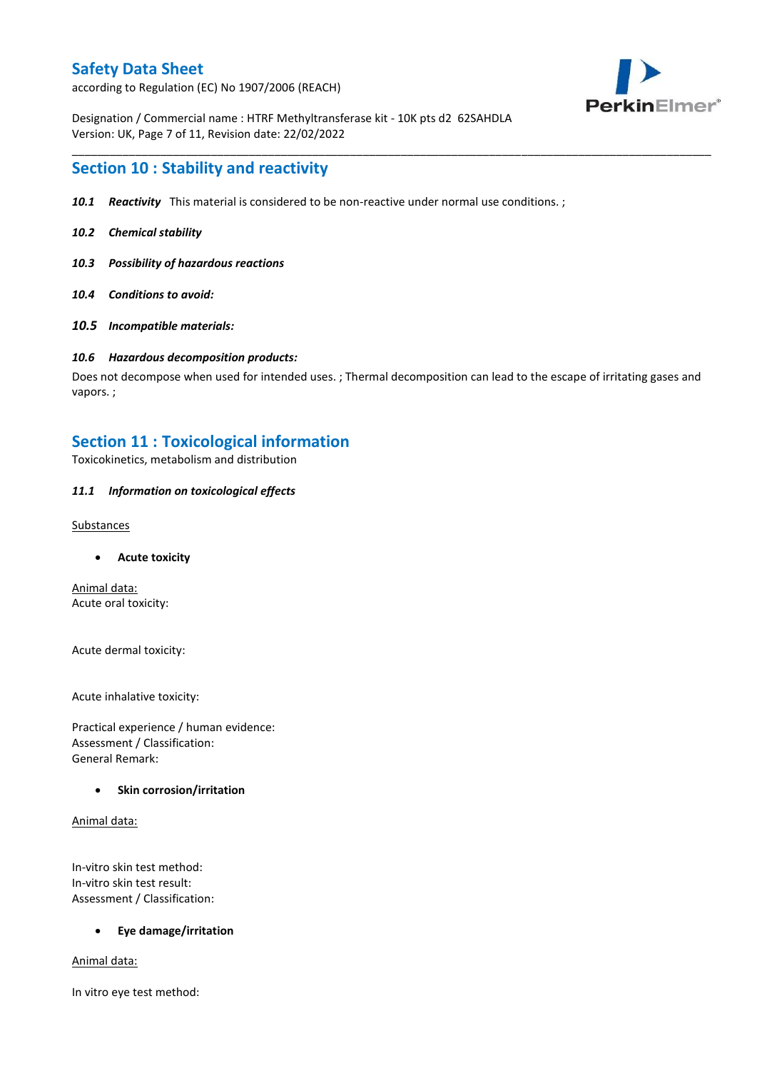## Section 10 : Stability and reactivity

***10.1 Reactivity*** This material is considered to be non-reactive under normal use conditions. ;

***10.2 Chemical stability***

***10.3 Possibility of hazardous reactions***

***10.4 Conditions to avoid:***

***10.5 Incompatible materials:***

***10.6 Hazardous decomposition products:***

Does not decompose when used for intended uses. ; Thermal decomposition can lead to the escape of irritating gases and vapors. ;

## Section 11 : Toxicological information

Toxicokinetics, metabolism and distribution

***11.1 Information on toxicological effects***

Substances

- **Acute toxicity**

Animal data:
Acute oral toxicity:

Acute dermal toxicity:

Acute inhalative toxicity:

Practical experience / human evidence:
Assessment / Classification:
General Remark:

- **Skin corrosion/irritation**

Animal data:

In-vitro skin test method:
In-vitro skin test result:
Assessment / Classification:

- **Eye damage/irritation**

Animal data:

In vitro eye test method: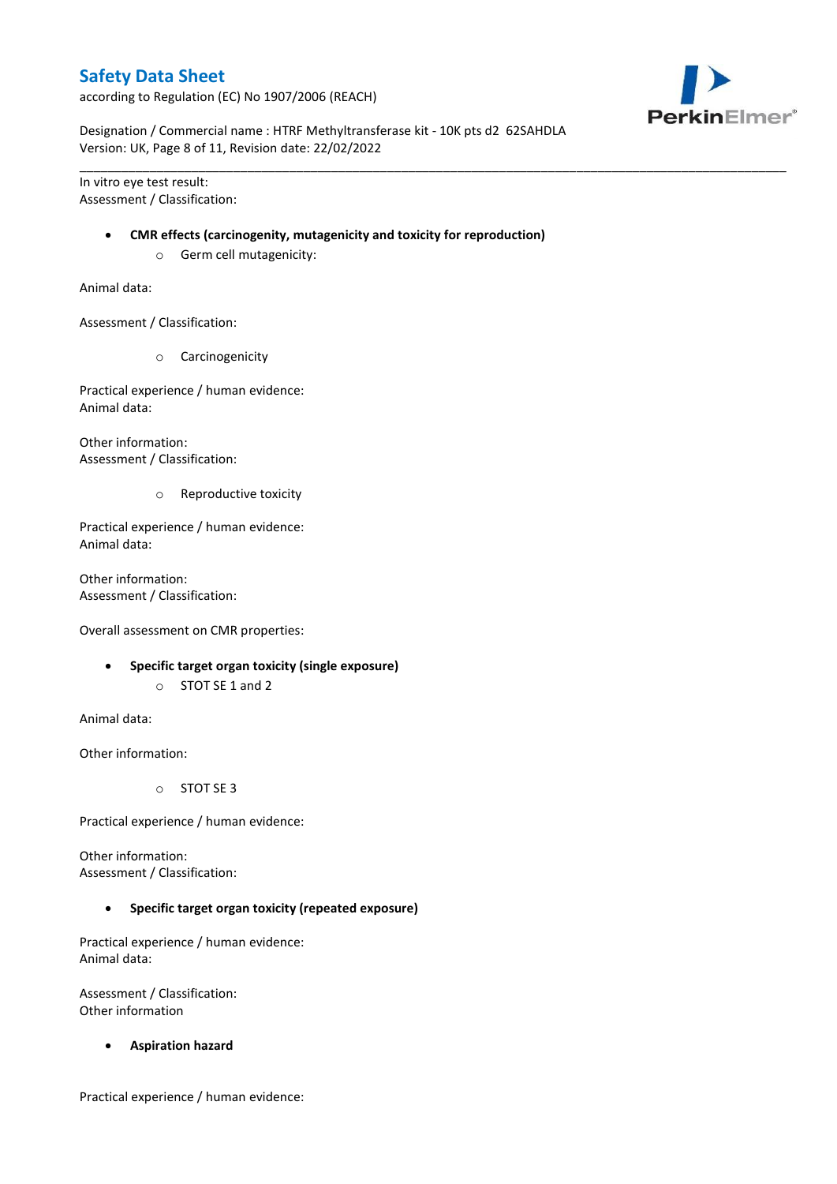In vitro eye test result:
Assessment / Classification:

- **CMR effects (carcinogenity, mutagenicity and toxicity for reproduction)**
    - Germ cell mutagenicity:

Animal data:

Assessment / Classification:

- Carcinogenicity

Practical experience / human evidence:
Animal data:

Other information:
Assessment / Classification:

- Reproductive toxicity

Practical experience / human evidence:
Animal data:

Other information:
Assessment / Classification:

Overall assessment on CMR properties:

- **Specific target organ toxicity (single exposure)**
    - STOT SE 1 and 2

Animal data:

Other information:

- STOT SE 3

Practical experience / human evidence:

Other information:
Assessment / Classification:

- **Specific target organ toxicity (repeated exposure)**

Practical experience / human evidence:
Animal data:

Assessment / Classification:
Other information

- **Aspiration hazard**

Practical experience / human evidence: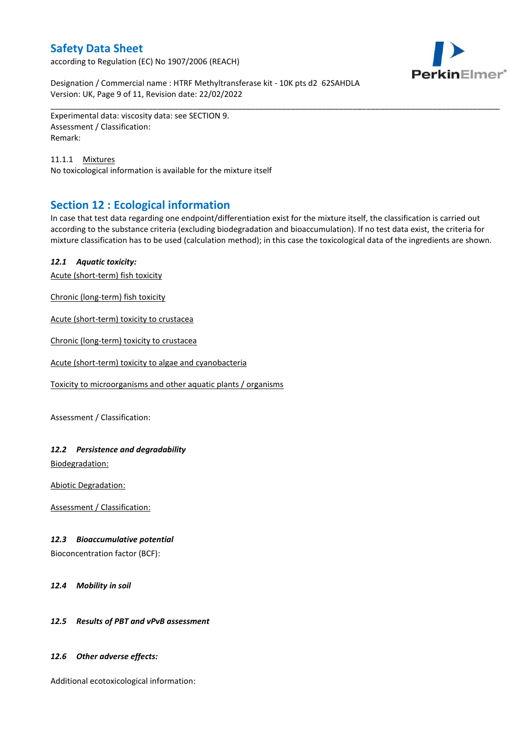Experimental data: viscosity data: see SECTION 9.
Assessment / Classification:
Remark:

11.1.1 Mixtures

No toxicological information is available for the mixture itself

## Section 12 : Ecological information

In case that test data regarding one endpoint/differentiation exist for the mixture itself, the classification is carried out according to the substance criteria (excluding biodegradation and bioaccumulation). If no test data exist, the criteria for mixture classification has to be used (calculation method); in this case the toxicological data of the ingredients are shown.

### *12.1 Aquatic toxicity:*

Acute (short-term) fish toxicity

Chronic (long-term) fish toxicity

Acute (short-term) toxicity to crustacea

Chronic (long-term) toxicity to crustacea

Acute (short-term) toxicity to algae and cyanobacteria

Toxicity to microorganisms and other aquatic plants / organisms

Assessment / Classification:

### *12.2 Persistence and degradability*

Biodegradation:

Abiotic Degradation:

Assessment / Classification:

### *12.3 Bioaccumulative potential*

Bioconcentration factor (BCF):

### *12.4 Mobility in soil*

### *12.5 Results of PBT and vPvB assessment*

### *12.6 Other adverse effects:*

Additional ecotoxicological information: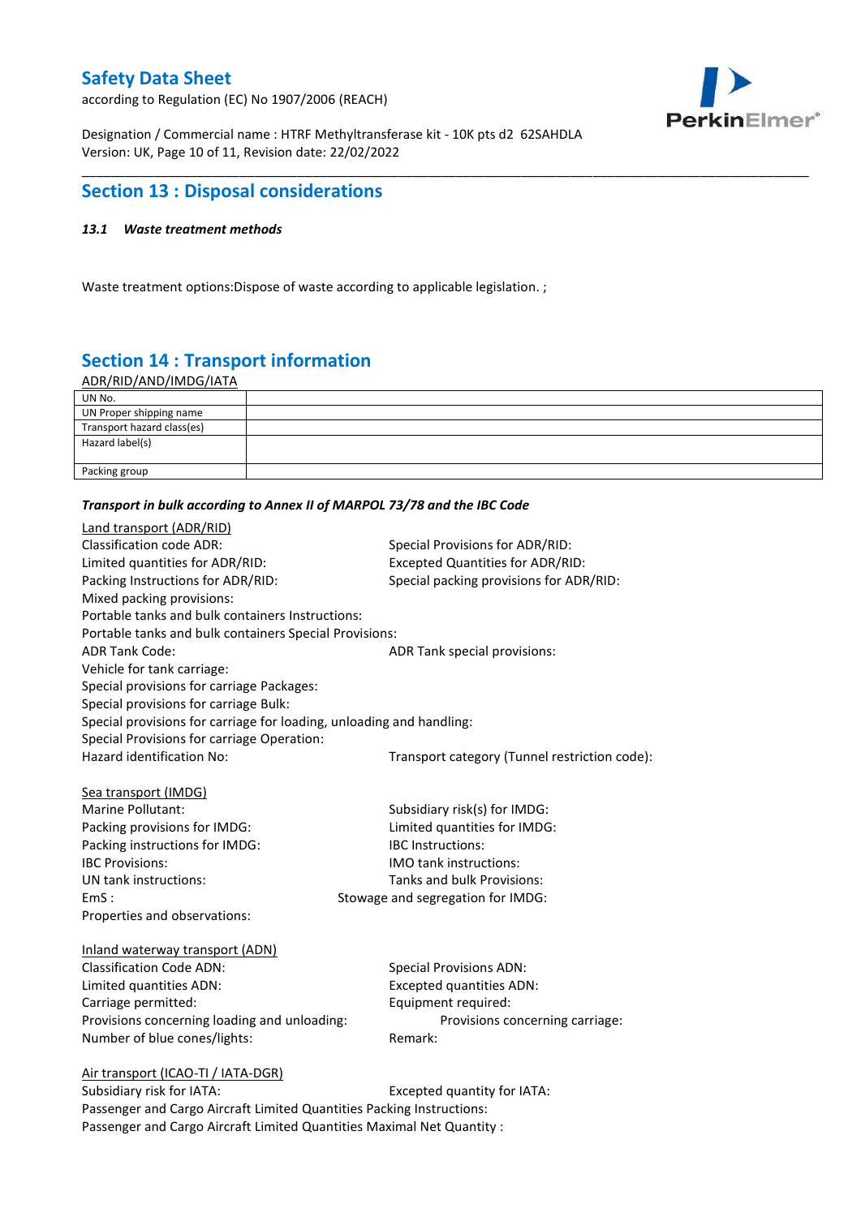## Section 13 : Disposal considerations

***13.1 Waste treatment methods***

Waste treatment options:Dispose of waste according to applicable legislation. ;

## Section 14 : Transport information

ADR/RID/AND/IMDG/IATA

| UN No. | |
|---|---|
| UN Proper shipping name | |
| Transport hazard class(es) | |
| Hazard label(s) | |
| Packing group | |

***Transport in bulk according to Annex II of MARPOL 73/78 and the IBC Code***

Land transport (ADR/RID)

Classification code ADR:

Special Provisions for ADR/RID:

Limited quantities for ADR/RID:

Excepted Quantities for ADR/RID:

Packing Instructions for ADR/RID:

Special packing provisions for ADR/RID:

Mixed packing provisions:

Portable tanks and bulk containers Instructions:

Portable tanks and bulk containers Special Provisions:

ADR Tank Code:

ADR Tank special provisions:

Vehicle for tank carriage:

Special provisions for carriage Packages:

Special provisions for carriage Bulk:

Special provisions for carriage for loading, unloading and handling:

Special Provisions for carriage Operation:

Hazard identification No:

Transport category (Tunnel restriction code):

Sea transport (IMDG)

Marine Pollutant:

Subsidiary risk(s) for IMDG:

Packing provisions for IMDG:

Limited quantities for IMDG:

Packing instructions for IMDG:

IBC Instructions:

IBC Provisions:

IMO tank instructions:

UN tank instructions:

Tanks and bulk Provisions:

EmS :

Stowage and segregation for IMDG:

Properties and observations:

Inland waterway transport (ADN)

Classification Code ADN:

Special Provisions ADN:

Limited quantities ADN:

Excepted quantities ADN:

Carriage permitted:

Equipment required:

Provisions concerning loading and unloading:

Provisions concerning carriage:

Number of blue cones/lights:

Remark:

Air transport (ICAO-TI / IATA-DGR)

Subsidiary risk for IATA:

Excepted quantity for IATA:

Passenger and Cargo Aircraft Limited Quantities Packing Instructions:

Passenger and Cargo Aircraft Limited Quantities Maximal Net Quantity :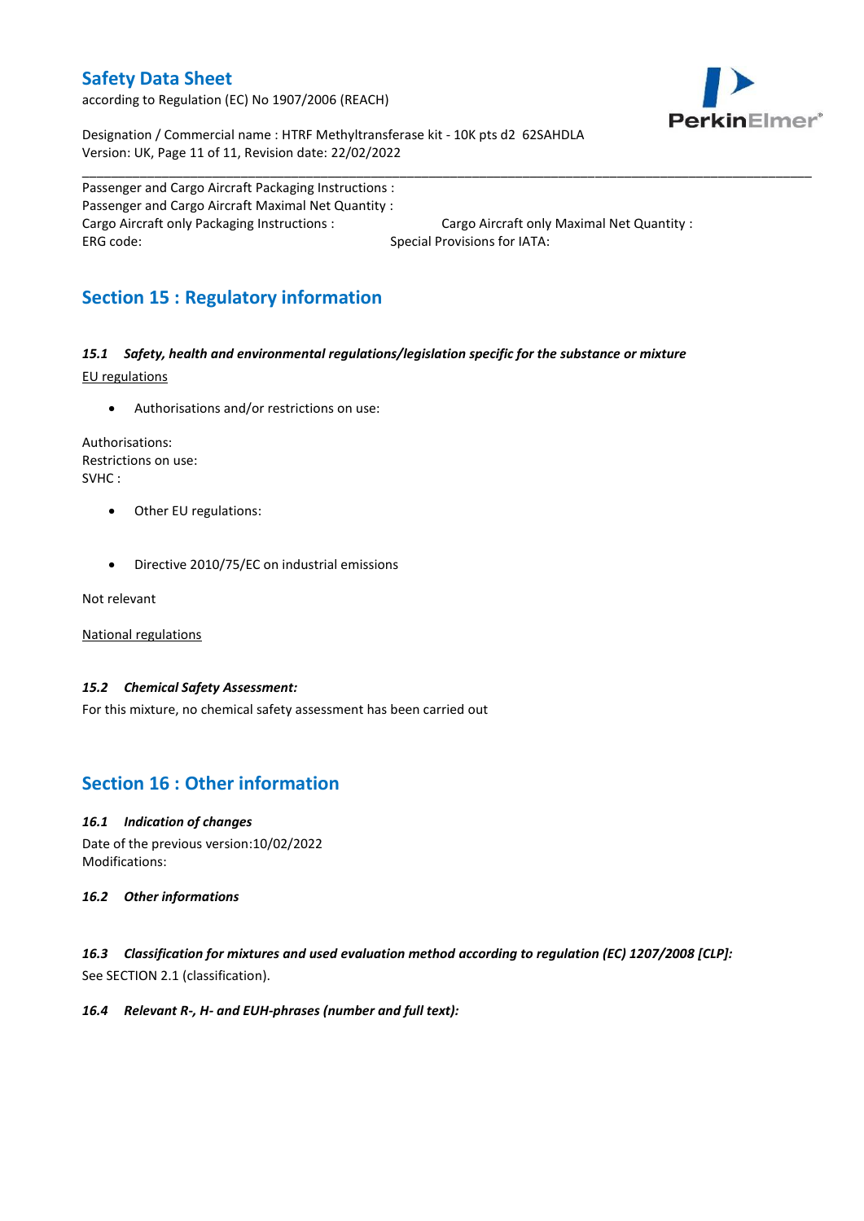Passenger and Cargo Aircraft Packaging Instructions :
Passenger and Cargo Aircraft Maximal Net Quantity :
Cargo Aircraft only Packaging Instructions : Cargo Aircraft only Maximal Net Quantity :
ERG code: Special Provisions for IATA:

## Section 15 : Regulatory information

### *15.1 Safety, health and environmental regulations/legislation specific for the substance or mixture*

EU regulations

- Authorisations and/or restrictions on use:

Authorisations:
Restrictions on use:
SVHC :

- Other EU regulations:

- Directive 2010/75/EC on industrial emissions

Not relevant

National regulations

### *15.2 Chemical Safety Assessment:*

For this mixture, no chemical safety assessment has been carried out

## Section 16 : Other information

### *16.1 Indication of changes*

Date of the previous version:10/02/2022
Modifications:

### *16.2 Other informations*

### *16.3 Classification for mixtures and used evaluation method according to regulation (EC) 1207/2008 [CLP]:*

See SECTION 2.1 (classification).

### *16.4 Relevant R-, H- and EUH-phrases (number and full text):*